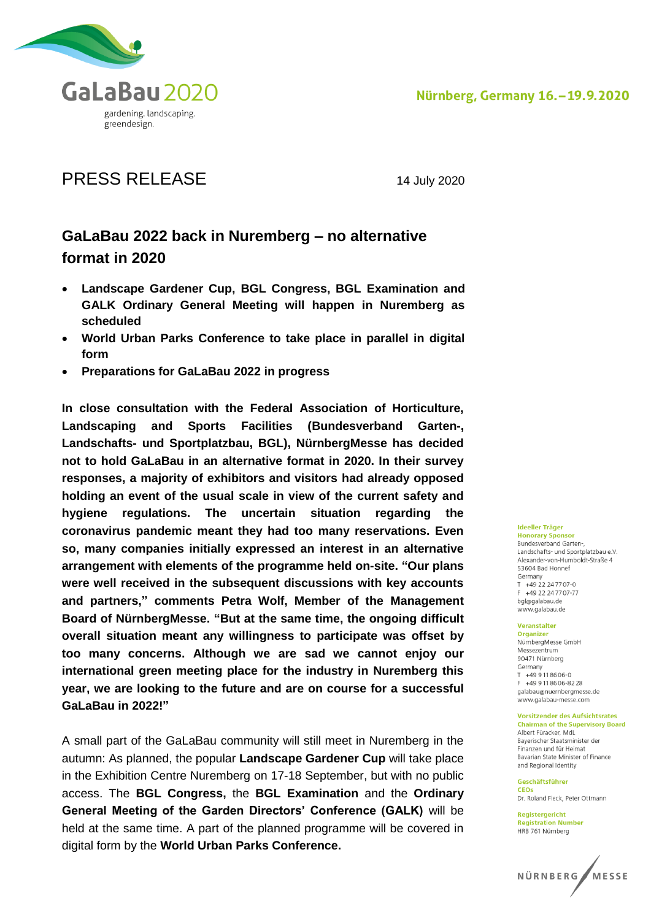GaLaBau 2020

gardening. landscaping. greendesign.

Nürnberg, Germany 16.–19.9.2020

# PRESS RELEASE

14 July 2020

## GaLaBau 2022 back in Nuremberg – no alternative format in 2020

- **Landscape Gardener Cup, BGL Congress, BGL Examination and GALK Ordinary General Meeting will happen in Nuremberg as scheduled**
- **World Urban Parks Conference to take place in parallel in digital form**
- **Preparations for GaLaBau 2022 in progress**

**In close consultation with the Federal Association of Horticulture, Landscaping and Sports Facilities (Bundesverband Garten-, Landschafts- und Sportplatzbau, BGL), NürnbergMesse has decided not to hold GaLaBau in an alternative format in 2020. In their survey responses, a majority of exhibitors and visitors had already opposed holding an event of the usual scale in view of the current safety and hygiene regulations. The uncertain situation regarding the coronavirus pandemic meant they had too many reservations. Even so, many companies initially expressed an interest in an alternative arrangement with elements of the programme held on-site. "Our plans were well received in the subsequent discussions with key accounts and partners," comments Petra Wolf, Member of the Management Board of NürnbergMesse. "But at the same time, the ongoing difficult overall situation meant any willingness to participate was offset by too many concerns. Although we are sad we cannot enjoy our international green meeting place for the industry in Nuremberg this year, we are looking to the future and are on course for a successful GaLaBau in 2022!"**

A small part of the GaLaBau community will still meet in Nuremberg in the autumn: As planned, the popular **Landscape Gardener Cup** will take place in the Exhibition Centre Nuremberg on 17-18 September, but with no public access. The **BGL Congress,** the **BGL Examination** and the **Ordinary General Meeting of the Garden Directors' Conference (GALK)** will be held at the same time. A part of the planned programme will be covered in digital form by the **World Urban Parks Conference.**

**Ideeller Träger**
**Honorary Sponsor**
Bundesverband Garten-, Landschafts- und Sportplatzbau e.V.
Alexander-von-Humboldt-Straße 4
53604 Bad Honnef
Germany
T +49 22 24 77 07-0
F +49 22 24 77 07-77
bgl@galabau.de
www.galabau.de

**Veranstalter**
**Organizer**
NürnbergMesse GmbH
Messezentrum
90471 Nürnberg
Germany
T +49 9 11 86 06-0
F +49 9 11 86 06-82 28
galabau@nuernbergmesse.de
www.galabau-messe.com

**Vorsitzender des Aufsichtsrates**
**Chairman of the Supervisory Board**
Albert Füracker, MdL
Bayerischer Staatsminister der Finanzen und für Heimat
Bavarian State Minister of Finance and Regional Identity

**Geschäftsführer**
**CEOs**
Dr. Roland Fleck, Peter Ottmann

**Registergericht**
**Registration Number**
HRB 761 Nürnberg

NÜRNBERG MESSE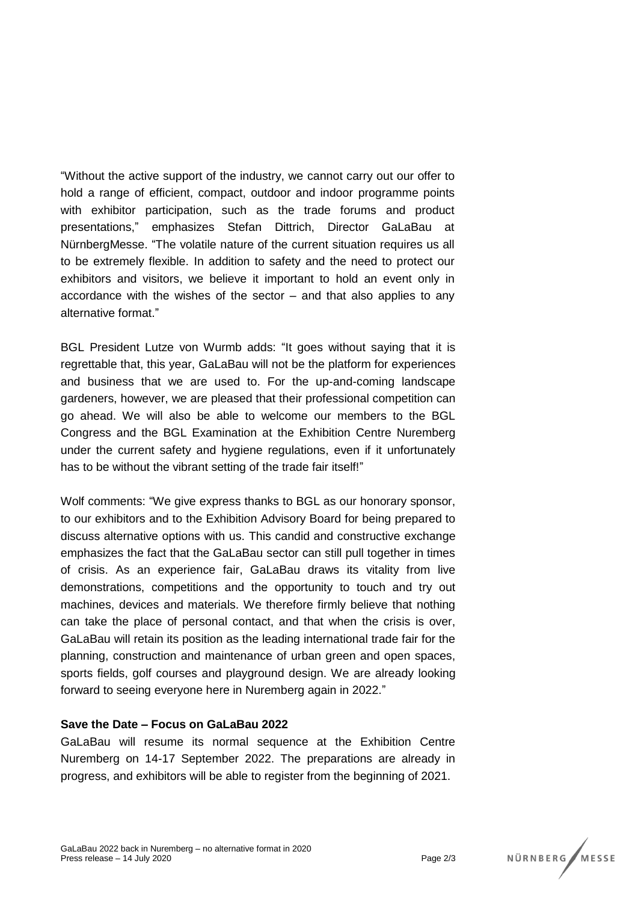"Without the active support of the industry, we cannot carry out our offer to hold a range of efficient, compact, outdoor and indoor programme points with exhibitor participation, such as the trade forums and product presentations," emphasizes Stefan Dittrich, Director GaLaBau at NürnbergMesse. "The volatile nature of the current situation requires us all to be extremely flexible. In addition to safety and the need to protect our exhibitors and visitors, we believe it important to hold an event only in accordance with the wishes of the sector – and that also applies to any alternative format."

BGL President Lutze von Wurmb adds: "It goes without saying that it is regrettable that, this year, GaLaBau will not be the platform for experiences and business that we are used to. For the up-and-coming landscape gardeners, however, we are pleased that their professional competition can go ahead. We will also be able to welcome our members to the BGL Congress and the BGL Examination at the Exhibition Centre Nuremberg under the current safety and hygiene regulations, even if it unfortunately has to be without the vibrant setting of the trade fair itself!"

Wolf comments: "We give express thanks to BGL as our honorary sponsor, to our exhibitors and to the Exhibition Advisory Board for being prepared to discuss alternative options with us. This candid and constructive exchange emphasizes the fact that the GaLaBau sector can still pull together in times of crisis. As an experience fair, GaLaBau draws its vitality from live demonstrations, competitions and the opportunity to touch and try out machines, devices and materials. We therefore firmly believe that nothing can take the place of personal contact, and that when the crisis is over, GaLaBau will retain its position as the leading international trade fair for the planning, construction and maintenance of urban green and open spaces, sports fields, golf courses and playground design. We are already looking forward to seeing everyone here in Nuremberg again in 2022."

**Save the Date – Focus on GaLaBau 2022**

GaLaBau will resume its normal sequence at the Exhibition Centre Nuremberg on 14-17 September 2022. The preparations are already in progress, and exhibitors will be able to register from the beginning of 2021.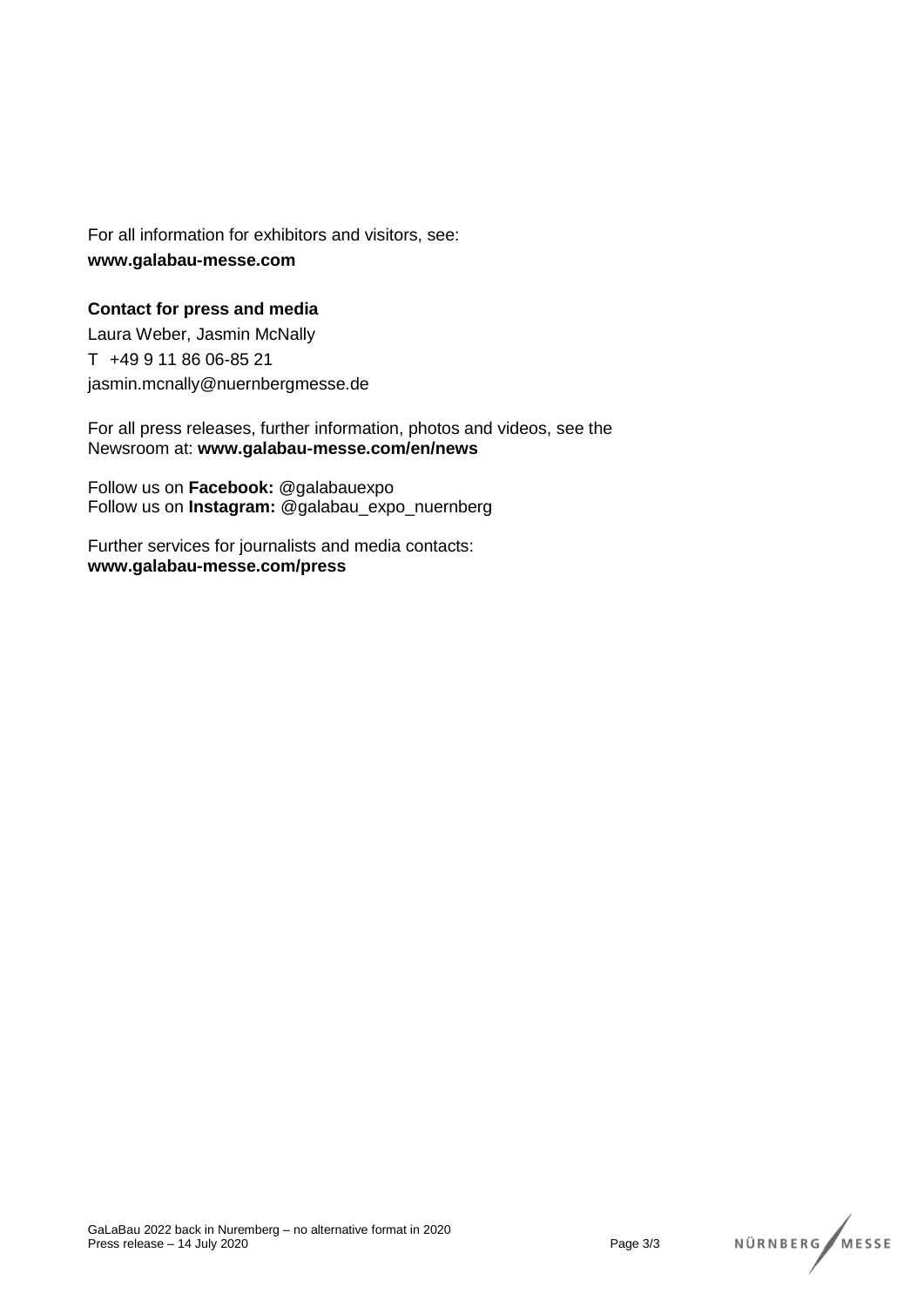For all information for exhibitors and visitors, see:
**www.galabau-messe.com**

**Contact for press and media**
Laura Weber, Jasmin McNally
T +49 9 11 86 06-85 21
jasmin.mcnally@nuernbergmesse.de

For all press releases, further information, photos and videos, see the Newsroom at: **www.galabau-messe.com/en/news**

Follow us on **Facebook:** @galabauexpo
Follow us on **Instagram:** @galabau_expo_nuernberg

Further services for journalists and media contacts:
**www.galabau-messe.com/press**